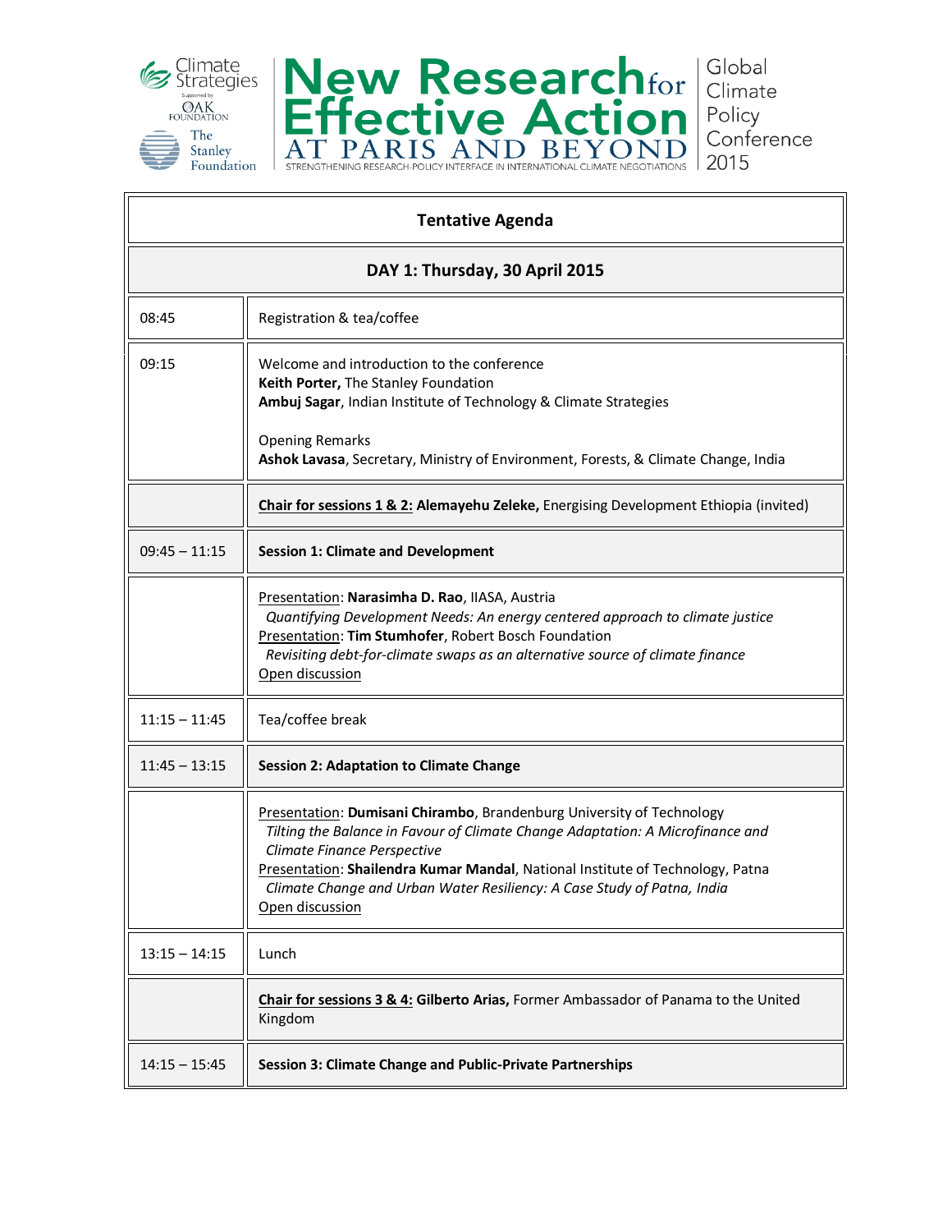Climate Strategies
Supported by OAK FOUNDATION
The Stanley Foundation

# New Research for Effective Action AT PARIS AND BEYOND

STRENGTHENING RESEARCH-POLICY INTERFACE IN INTERNATIONAL CLIMATE NEGOTIATIONS

Global Climate Policy Conference 2015

## Tentative Agenda

### DAY 1: Thursday, 30 April 2015

| Time | Activity |
|---|---|
| 08:45 | Registration & tea/coffee |
| 09:15 | Welcome and introduction to the conference<br>**Keith Porter,** The Stanley Foundation<br>**Ambuj Sagar**, Indian Institute of Technology & Climate Strategies<br><br>Opening Remarks<br>**Ashok Lavasa**, Secretary, Ministry of Environment, Forests, & Climate Change, India |
| | **Chair for sessions 1 & 2: Alemayehu Zeleke,** Energising Development Ethiopia (invited) |
| 09:45 – 11:15 | **Session 1: Climate and Development** |
| | Presentation: **Narasimha D. Rao**, IIASA, Austria<br>*Quantifying Development Needs: An energy centered approach to climate justice*<br>Presentation: **Tim Stumhofer**, Robert Bosch Foundation<br>*Revisiting debt-for-climate swaps as an alternative source of climate finance*<br>Open discussion |
| 11:15 – 11:45 | Tea/coffee break |
| 11:45 – 13:15 | **Session 2: Adaptation to Climate Change** |
| | Presentation: **Dumisani Chirambo**, Brandenburg University of Technology<br>*Tilting the Balance in Favour of Climate Change Adaptation: A Microfinance and Climate Finance Perspective*<br>Presentation: **Shailendra Kumar Mandal**, National Institute of Technology, Patna<br>*Climate Change and Urban Water Resiliency: A Case Study of Patna, India*<br>Open discussion |
| 13:15 – 14:15 | Lunch |
| | **Chair for sessions 3 & 4: Gilberto Arias,** Former Ambassador of Panama to the United Kingdom |
| 14:15 – 15:45 | **Session 3: Climate Change and Public-Private Partnerships** |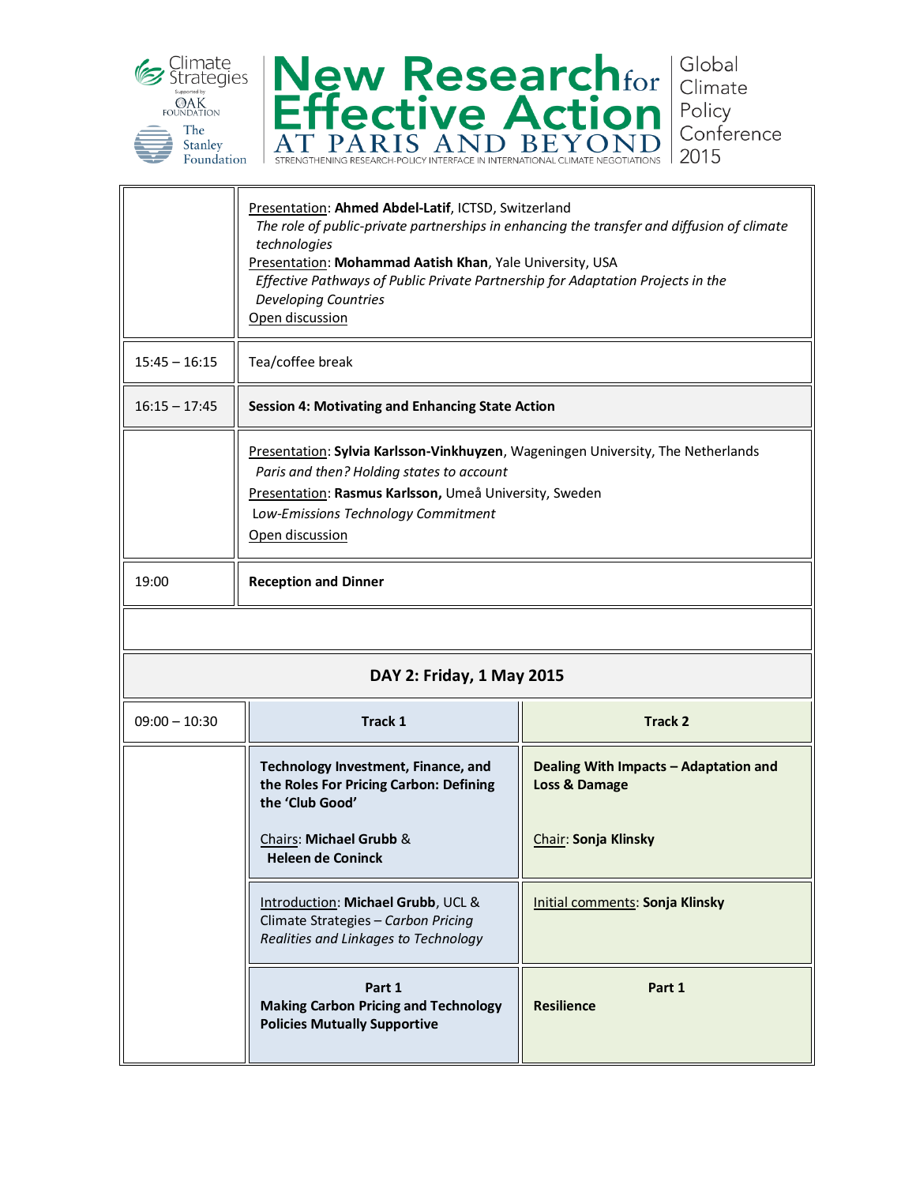| | |
|---|---|
| | <u>Presentation</u>: **Ahmed Abdel-Latif**, ICTSD, Switzerland<br>*The role of public-private partnerships in enhancing the transfer and diffusion of climate technologies*<br><u>Presentation</u>: **Mohammad Aatish Khan**, Yale University, USA<br>*Effective Pathways of Public Private Partnership for Adaptation Projects in the Developing Countries*<br><u>Open discussion</u> |
| 15:45 – 16:15 | Tea/coffee break |
| 16:15 – 17:45 | **Session 4: Motivating and Enhancing State Action** |
| | <u>Presentation</u>: **Sylvia Karlsson-Vinkhuyzen**, Wageningen University, The Netherlands<br>*Paris and then? Holding states to account*<br><u>Presentation</u>: **Rasmus Karlsson,** Umeå University, Sweden<br>*Low-Emissions Technology Commitment*<br><u>Open discussion</u> |
| 19:00 | **Reception and Dinner** |

## DAY 2: Friday, 1 May 2015

| | Track 1 | Track 2 |
|---|---|---|
| 09:00 – 10:30 | **Track 1** | **Track 2** |
| | **Technology Investment, Finance, and the Roles For Pricing Carbon: Defining the 'Club Good'**<br><br><u>Chairs</u>: **Michael Grubb** & **Heleen de Coninck** | **Dealing With Impacts – Adaptation and Loss & Damage**<br><br><u>Chair</u>: **Sonja Klinsky** |
| | <u>Introduction</u>: **Michael Grubb**, UCL & Climate Strategies – *Carbon Pricing Realities and Linkages to Technology* | <u>Initial comments</u>: **Sonja Klinsky** |
| | **Part 1**<br>**Making Carbon Pricing and Technology Policies Mutually Supportive** | **Part 1**<br>**Resilience** |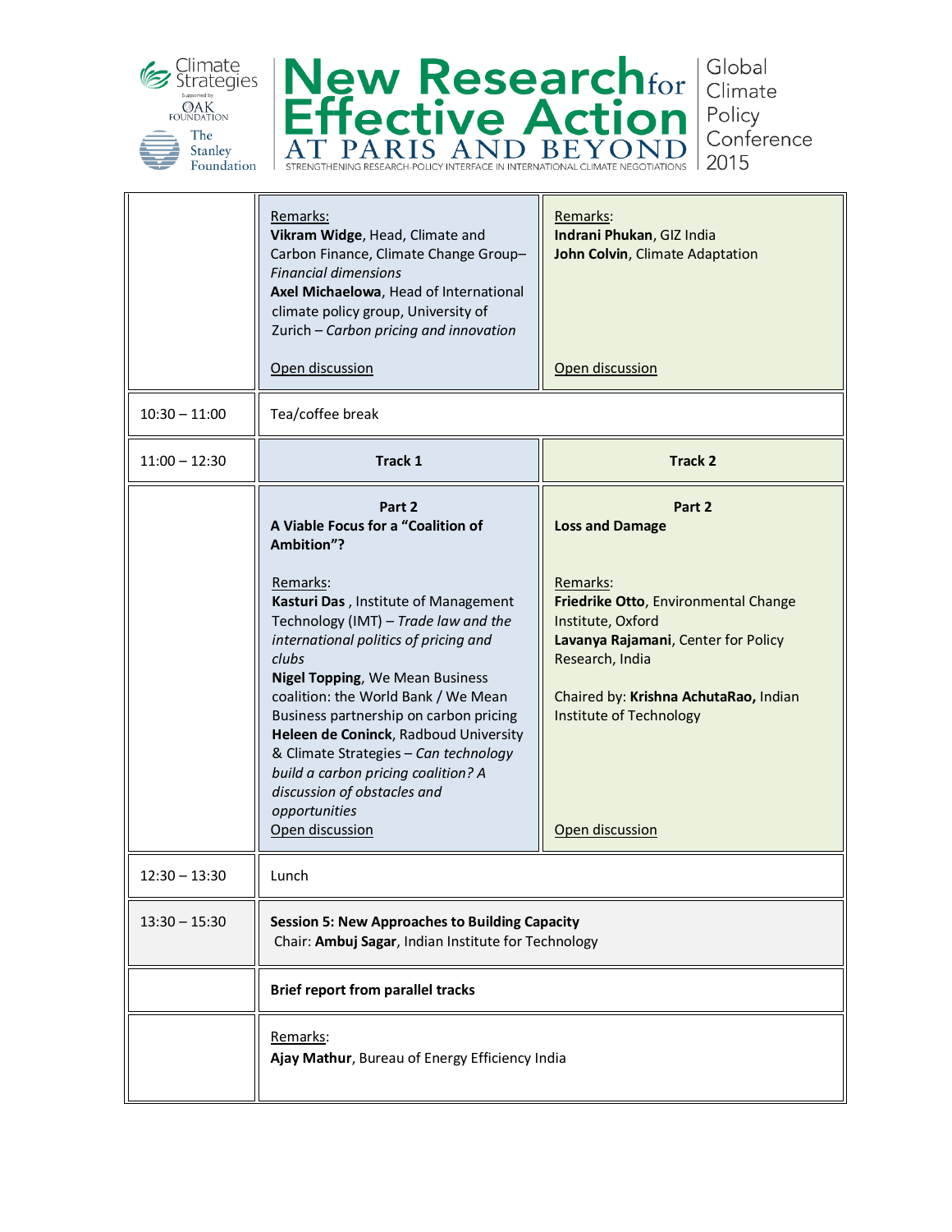| | | |
|---|---|---|
| | Remarks:<br>**Vikram Widge**, Head, Climate and Carbon Finance, Climate Change Group– *Financial dimensions*<br>**Axel Michaelowa**, Head of International climate policy group, University of Zurich – *Carbon pricing and innovation*<br><br>Open discussion | Remarks:<br>**Indrani Phukan**, GIZ India<br>**John Colvin**, Climate Adaptation<br><br>Open discussion |
| 10:30 – 11:00 | Tea/coffee break | |
| 11:00 – 12:30 | **Track 1** | **Track 2** |
| | **Part 2**<br>**A Viable Focus for a "Coalition of Ambition"?**<br><br>Remarks:<br>**Kasturi Das** , Institute of Management Technology (IMT) – *Trade law and the international politics of pricing and clubs*<br>**Nigel Topping**, We Mean Business coalition: the World Bank / We Mean Business partnership on carbon pricing<br>**Heleen de Coninck**, Radboud University & Climate Strategies – *Can technology build a carbon pricing coalition? A discussion of obstacles and opportunities*<br>Open discussion | **Part 2**<br>**Loss and Damage**<br><br>Remarks:<br>**Friedrike Otto**, Environmental Change Institute, Oxford<br>**Lavanya Rajamani**, Center for Policy Research, India<br><br>Chaired by: **Krishna AchutaRao,** Indian Institute of Technology<br><br>Open discussion |
| 12:30 – 13:30 | Lunch | |
| 13:30 – 15:30 | **Session 5: New Approaches to Building Capacity**<br>Chair: **Ambuj Sagar**, Indian Institute for Technology | |
| | **Brief report from parallel tracks** | |
| | Remarks:<br>**Ajay Mathur**, Bureau of Energy Efficiency India | |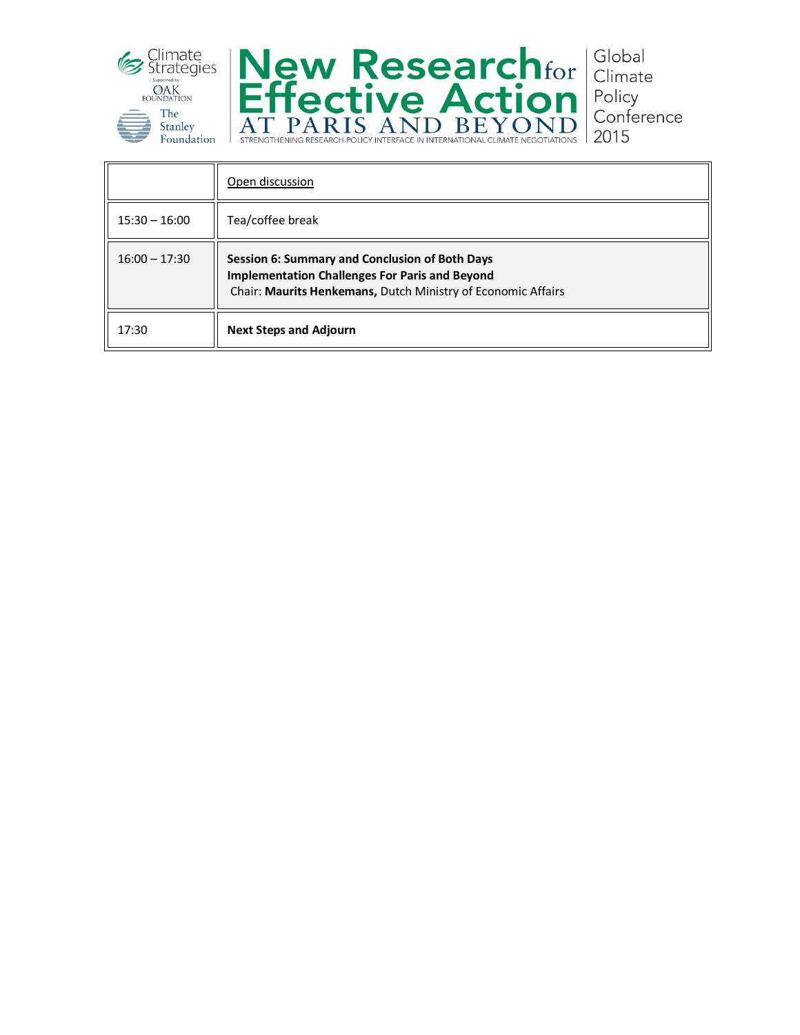| | |
|---|---|
| | Open discussion |
| 15:30 – 16:00 | Tea/coffee break |
| 16:00 – 17:30 | **Session 6: Summary and Conclusion of Both Days**<br>**Implementation Challenges For Paris and Beyond**<br>Chair: **Maurits Henkemans,** Dutch Ministry of Economic Affairs |
| 17:30 | **Next Steps and Adjourn** |